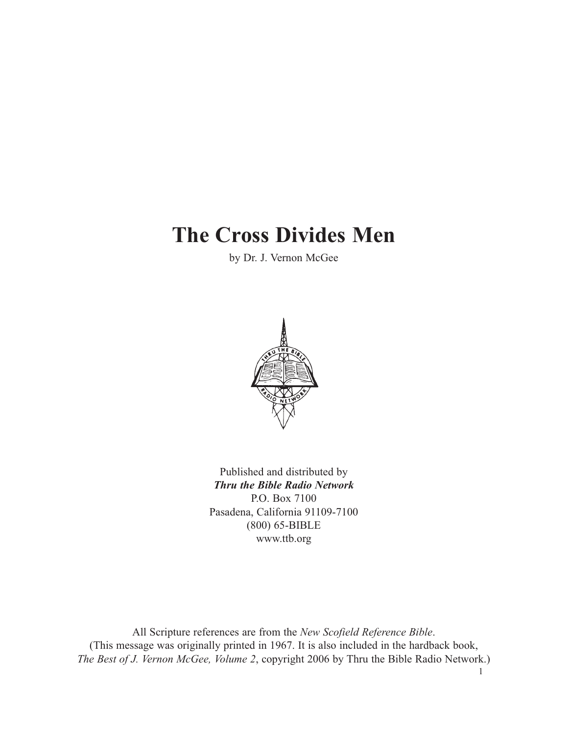# The Cross Divides Men

by Dr. J. Vernon McGee

Published and distributed by
***Thru the Bible Radio Network***
P.O. Box 7100
Pasadena, California 91109-7100
(800) 65-BIBLE
www.ttb.org

All Scripture references are from the *New Scofield Reference Bible*.
(This message was originally printed in 1967. It is also included in the hardback book, *The Best of J. Vernon McGee, Volume 2*, copyright 2006 by Thru the Bible Radio Network.)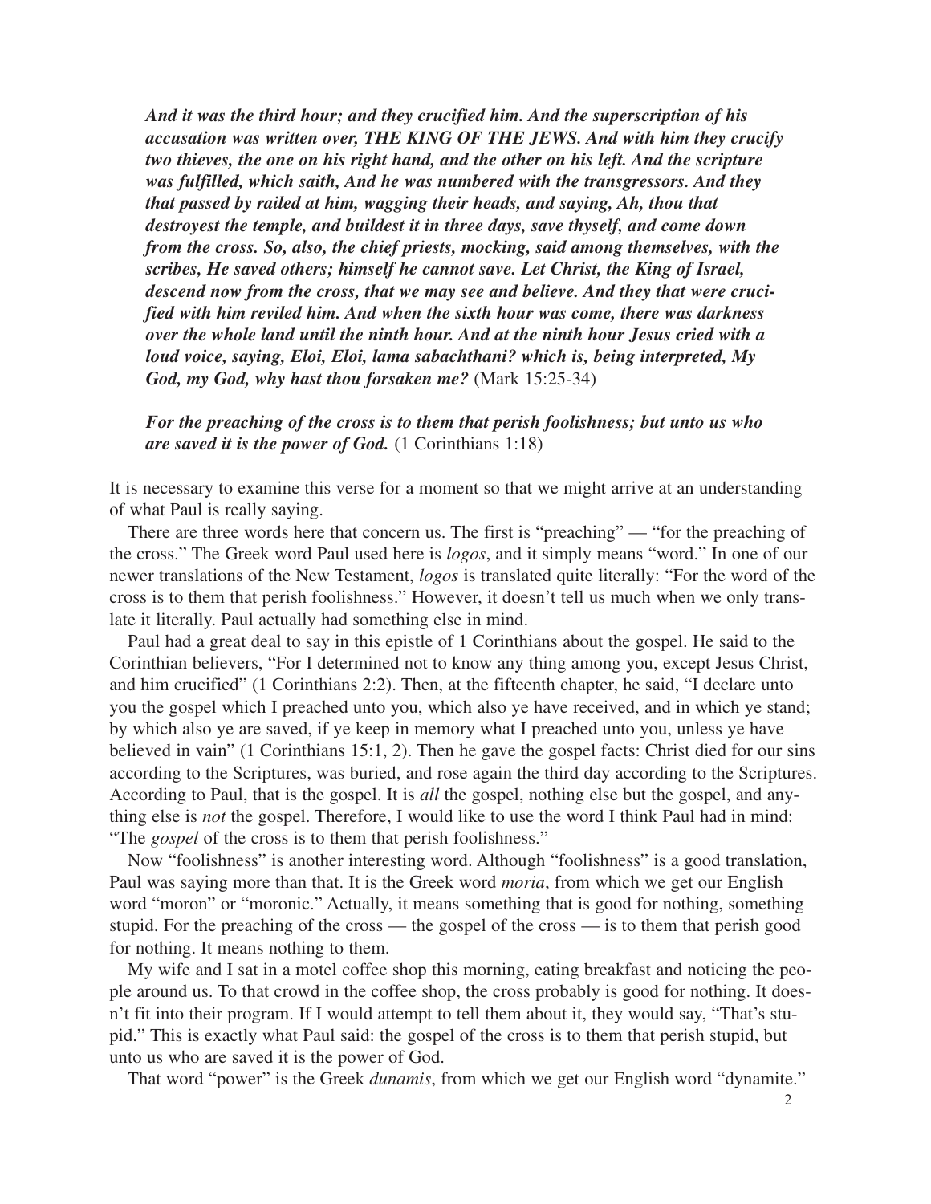***And it was the third hour; and they crucified him. And the superscription of his accusation was written over, THE KING OF THE JEWS. And with him they crucify two thieves, the one on his right hand, and the other on his left. And the scripture was fulfilled, which saith, And he was numbered with the transgressors. And they that passed by railed at him, wagging their heads, and saying, Ah, thou that destroyest the temple, and buildest it in three days, save thyself, and come down from the cross. So, also, the chief priests, mocking, said among themselves, with the scribes, He saved others; himself he cannot save. Let Christ, the King of Israel, descend now from the cross, that we may see and believe. And they that were crucified with him reviled him. And when the sixth hour was come, there was darkness over the whole land until the ninth hour. And at the ninth hour Jesus cried with a loud voice, saying, Eloi, Eloi, lama sabachthani? which is, being interpreted, My God, my God, why hast thou forsaken me?*** (Mark 15:25-34)

***For the preaching of the cross is to them that perish foolishness; but unto us who are saved it is the power of God.*** (1 Corinthians 1:18)

It is necessary to examine this verse for a moment so that we might arrive at an understanding of what Paul is really saying.

There are three words here that concern us. The first is "preaching" — "for the preaching of the cross." The Greek word Paul used here is *logos*, and it simply means "word." In one of our newer translations of the New Testament, *logos* is translated quite literally: "For the word of the cross is to them that perish foolishness." However, it doesn't tell us much when we only translate it literally. Paul actually had something else in mind.

Paul had a great deal to say in this epistle of 1 Corinthians about the gospel. He said to the Corinthian believers, "For I determined not to know any thing among you, except Jesus Christ, and him crucified" (1 Corinthians 2:2). Then, at the fifteenth chapter, he said, "I declare unto you the gospel which I preached unto you, which also ye have received, and in which ye stand; by which also ye are saved, if ye keep in memory what I preached unto you, unless ye have believed in vain" (1 Corinthians 15:1, 2). Then he gave the gospel facts: Christ died for our sins according to the Scriptures, was buried, and rose again the third day according to the Scriptures. According to Paul, that is the gospel. It is *all* the gospel, nothing else but the gospel, and anything else is *not* the gospel. Therefore, I would like to use the word I think Paul had in mind: "The *gospel* of the cross is to them that perish foolishness."

Now "foolishness" is another interesting word. Although "foolishness" is a good translation, Paul was saying more than that. It is the Greek word *moria*, from which we get our English word "moron" or "moronic." Actually, it means something that is good for nothing, something stupid. For the preaching of the cross — the gospel of the cross — is to them that perish good for nothing. It means nothing to them.

My wife and I sat in a motel coffee shop this morning, eating breakfast and noticing the people around us. To that crowd in the coffee shop, the cross probably is good for nothing. It doesn't fit into their program. If I would attempt to tell them about it, they would say, "That's stupid." This is exactly what Paul said: the gospel of the cross is to them that perish stupid, but unto us who are saved it is the power of God.

That word "power" is the Greek *dunamis*, from which we get our English word "dynamite."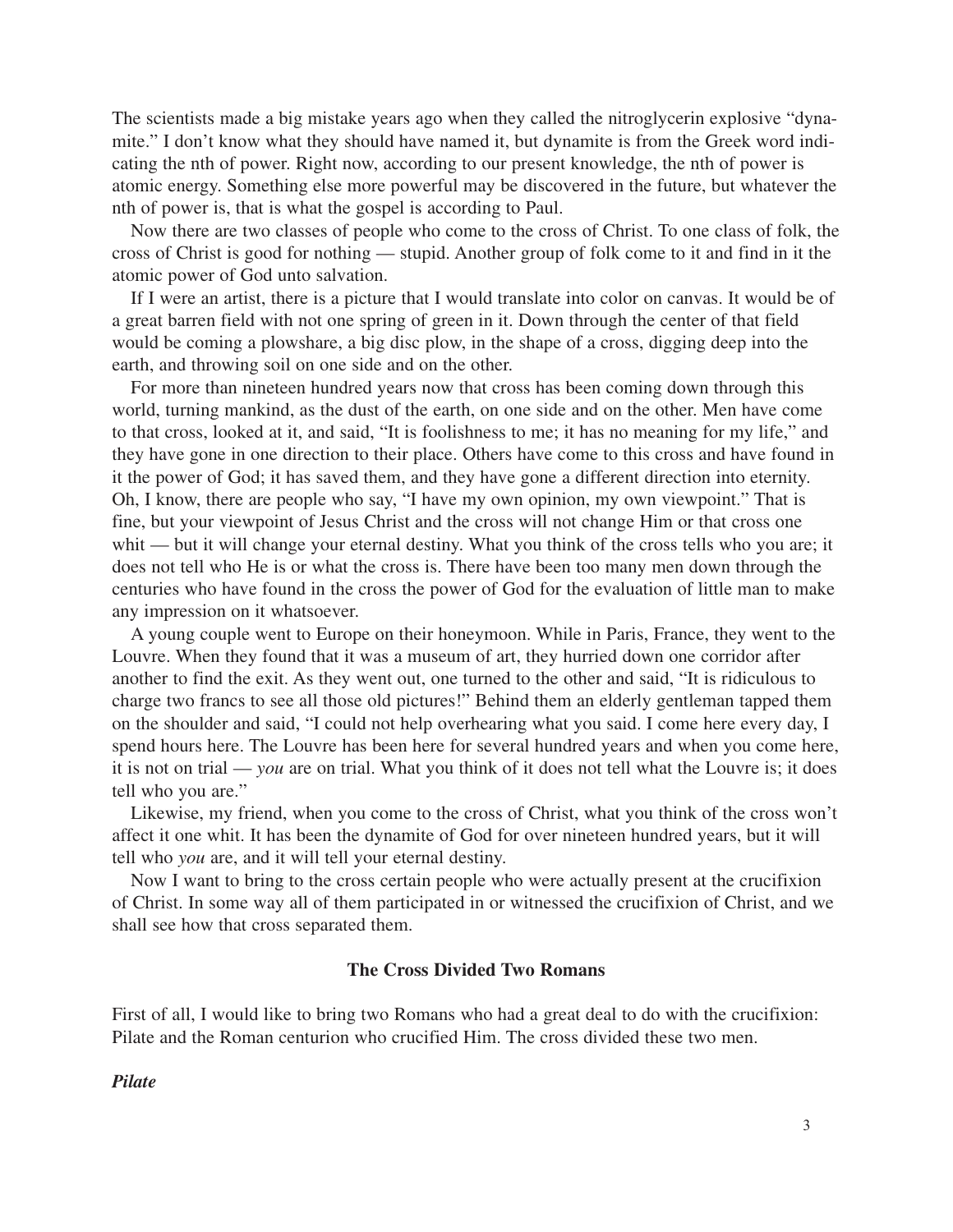The scientists made a big mistake years ago when they called the nitroglycerin explosive "dynamite." I don't know what they should have named it, but dynamite is from the Greek word indicating the nth of power. Right now, according to our present knowledge, the nth of power is atomic energy. Something else more powerful may be discovered in the future, but whatever the nth of power is, that is what the gospel is according to Paul.

Now there are two classes of people who come to the cross of Christ. To one class of folk, the cross of Christ is good for nothing — stupid. Another group of folk come to it and find in it the atomic power of God unto salvation.

If I were an artist, there is a picture that I would translate into color on canvas. It would be of a great barren field with not one spring of green in it. Down through the center of that field would be coming a plowshare, a big disc plow, in the shape of a cross, digging deep into the earth, and throwing soil on one side and on the other.

For more than nineteen hundred years now that cross has been coming down through this world, turning mankind, as the dust of the earth, on one side and on the other. Men have come to that cross, looked at it, and said, "It is foolishness to me; it has no meaning for my life," and they have gone in one direction to their place. Others have come to this cross and have found in it the power of God; it has saved them, and they have gone a different direction into eternity. Oh, I know, there are people who say, "I have my own opinion, my own viewpoint." That is fine, but your viewpoint of Jesus Christ and the cross will not change Him or that cross one whit — but it will change your eternal destiny. What you think of the cross tells who you are; it does not tell who He is or what the cross is. There have been too many men down through the centuries who have found in the cross the power of God for the evaluation of little man to make any impression on it whatsoever.

A young couple went to Europe on their honeymoon. While in Paris, France, they went to the Louvre. When they found that it was a museum of art, they hurried down one corridor after another to find the exit. As they went out, one turned to the other and said, "It is ridiculous to charge two francs to see all those old pictures!" Behind them an elderly gentleman tapped them on the shoulder and said, "I could not help overhearing what you said. I come here every day, I spend hours here. The Louvre has been here for several hundred years and when you come here, it is not on trial — *you* are on trial. What you think of it does not tell what the Louvre is; it does tell who you are."

Likewise, my friend, when you come to the cross of Christ, what you think of the cross won't affect it one whit. It has been the dynamite of God for over nineteen hundred years, but it will tell who *you* are, and it will tell your eternal destiny.

Now I want to bring to the cross certain people who were actually present at the crucifixion of Christ. In some way all of them participated in or witnessed the crucifixion of Christ, and we shall see how that cross separated them.

## The Cross Divided Two Romans

First of all, I would like to bring two Romans who had a great deal to do with the crucifixion: Pilate and the Roman centurion who crucified Him. The cross divided these two men.

### *Pilate*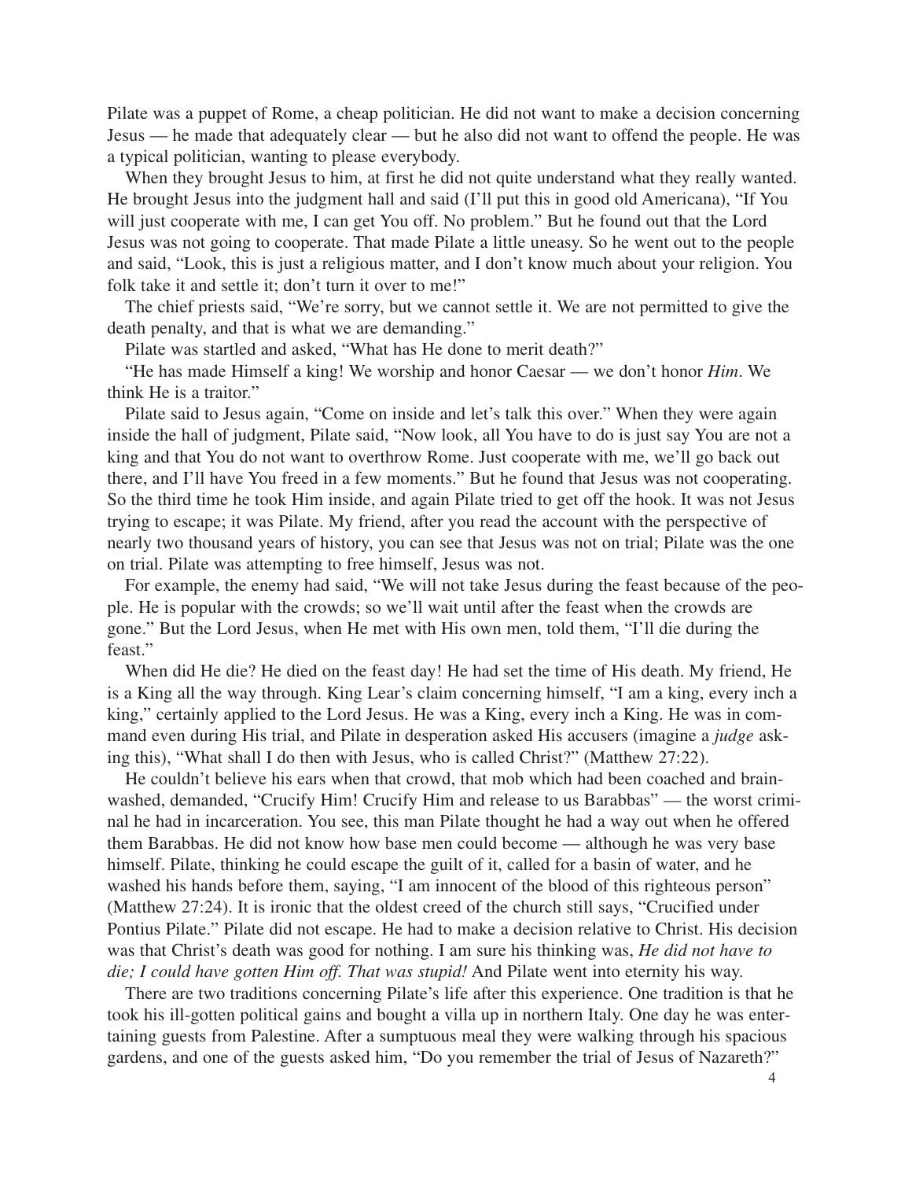Pilate was a puppet of Rome, a cheap politician. He did not want to make a decision concerning Jesus — he made that adequately clear — but he also did not want to offend the people. He was a typical politician, wanting to please everybody.

When they brought Jesus to him, at first he did not quite understand what they really wanted. He brought Jesus into the judgment hall and said (I'll put this in good old Americana), "If You will just cooperate with me, I can get You off. No problem." But he found out that the Lord Jesus was not going to cooperate. That made Pilate a little uneasy. So he went out to the people and said, "Look, this is just a religious matter, and I don't know much about your religion. You folk take it and settle it; don't turn it over to me!"

The chief priests said, "We're sorry, but we cannot settle it. We are not permitted to give the death penalty, and that is what we are demanding."

Pilate was startled and asked, "What has He done to merit death?"

"He has made Himself a king! We worship and honor Caesar — we don't honor *Him*. We think He is a traitor."

Pilate said to Jesus again, "Come on inside and let's talk this over." When they were again inside the hall of judgment, Pilate said, "Now look, all You have to do is just say You are not a king and that You do not want to overthrow Rome. Just cooperate with me, we'll go back out there, and I'll have You freed in a few moments." But he found that Jesus was not cooperating. So the third time he took Him inside, and again Pilate tried to get off the hook. It was not Jesus trying to escape; it was Pilate. My friend, after you read the account with the perspective of nearly two thousand years of history, you can see that Jesus was not on trial; Pilate was the one on trial. Pilate was attempting to free himself, Jesus was not.

For example, the enemy had said, "We will not take Jesus during the feast because of the people. He is popular with the crowds; so we'll wait until after the feast when the crowds are gone." But the Lord Jesus, when He met with His own men, told them, "I'll die during the feast."

When did He die? He died on the feast day! He had set the time of His death. My friend, He is a King all the way through. King Lear's claim concerning himself, "I am a king, every inch a king," certainly applied to the Lord Jesus. He was a King, every inch a King. He was in command even during His trial, and Pilate in desperation asked His accusers (imagine a *judge* asking this), "What shall I do then with Jesus, who is called Christ?" (Matthew 27:22).

He couldn't believe his ears when that crowd, that mob which had been coached and brainwashed, demanded, "Crucify Him! Crucify Him and release to us Barabbas" — the worst criminal he had in incarceration. You see, this man Pilate thought he had a way out when he offered them Barabbas. He did not know how base men could become — although he was very base himself. Pilate, thinking he could escape the guilt of it, called for a basin of water, and he washed his hands before them, saying, "I am innocent of the blood of this righteous person" (Matthew 27:24). It is ironic that the oldest creed of the church still says, "Crucified under Pontius Pilate." Pilate did not escape. He had to make a decision relative to Christ. His decision was that Christ's death was good for nothing. I am sure his thinking was, *He did not have to die; I could have gotten Him off. That was stupid!* And Pilate went into eternity his way.

There are two traditions concerning Pilate's life after this experience. One tradition is that he took his ill-gotten political gains and bought a villa up in northern Italy. One day he was entertaining guests from Palestine. After a sumptuous meal they were walking through his spacious gardens, and one of the guests asked him, "Do you remember the trial of Jesus of Nazareth?"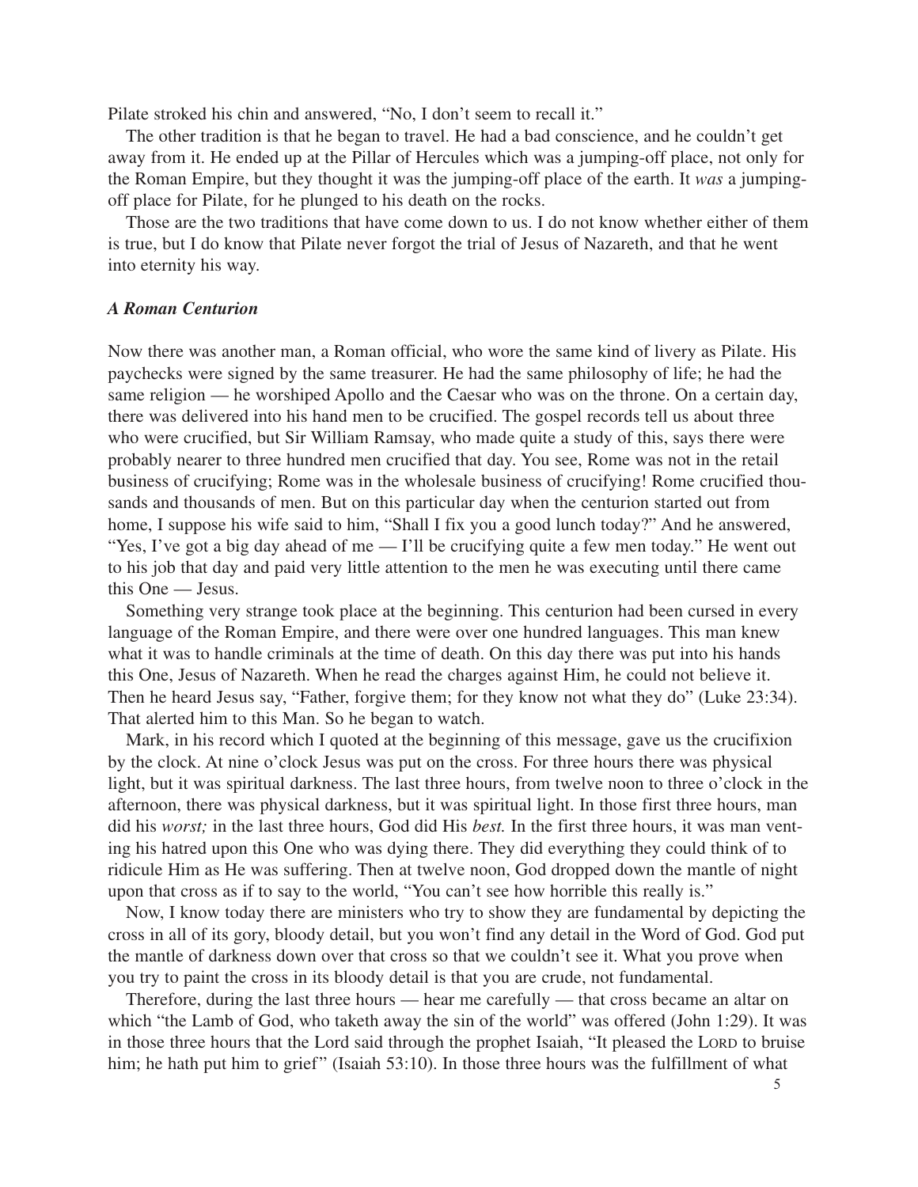Pilate stroked his chin and answered, "No, I don't seem to recall it."

The other tradition is that he began to travel. He had a bad conscience, and he couldn't get away from it. He ended up at the Pillar of Hercules which was a jumping-off place, not only for the Roman Empire, but they thought it was the jumping-off place of the earth. It *was* a jumping-off place for Pilate, for he plunged to his death on the rocks.

Those are the two traditions that have come down to us. I do not know whether either of them is true, but I do know that Pilate never forgot the trial of Jesus of Nazareth, and that he went into eternity his way.

### *A Roman Centurion*

Now there was another man, a Roman official, who wore the same kind of livery as Pilate. His paychecks were signed by the same treasurer. He had the same philosophy of life; he had the same religion — he worshiped Apollo and the Caesar who was on the throne. On a certain day, there was delivered into his hand men to be crucified. The gospel records tell us about three who were crucified, but Sir William Ramsay, who made quite a study of this, says there were probably nearer to three hundred men crucified that day. You see, Rome was not in the retail business of crucifying; Rome was in the wholesale business of crucifying! Rome crucified thousands and thousands of men. But on this particular day when the centurion started out from home, I suppose his wife said to him, "Shall I fix you a good lunch today?" And he answered, "Yes, I've got a big day ahead of me — I'll be crucifying quite a few men today." He went out to his job that day and paid very little attention to the men he was executing until there came this One — Jesus.

Something very strange took place at the beginning. This centurion had been cursed in every language of the Roman Empire, and there were over one hundred languages. This man knew what it was to handle criminals at the time of death. On this day there was put into his hands this One, Jesus of Nazareth. When he read the charges against Him, he could not believe it. Then he heard Jesus say, "Father, forgive them; for they know not what they do" (Luke 23:34). That alerted him to this Man. So he began to watch.

Mark, in his record which I quoted at the beginning of this message, gave us the crucifixion by the clock. At nine o'clock Jesus was put on the cross. For three hours there was physical light, but it was spiritual darkness. The last three hours, from twelve noon to three o'clock in the afternoon, there was physical darkness, but it was spiritual light. In those first three hours, man did his *worst;* in the last three hours, God did His *best.* In the first three hours, it was man venting his hatred upon this One who was dying there. They did everything they could think of to ridicule Him as He was suffering. Then at twelve noon, God dropped down the mantle of night upon that cross as if to say to the world, "You can't see how horrible this really is."

Now, I know today there are ministers who try to show they are fundamental by depicting the cross in all of its gory, bloody detail, but you won't find any detail in the Word of God. God put the mantle of darkness down over that cross so that we couldn't see it. What you prove when you try to paint the cross in its bloody detail is that you are crude, not fundamental.

Therefore, during the last three hours — hear me carefully — that cross became an altar on which "the Lamb of God, who taketh away the sin of the world" was offered (John 1:29). It was in those three hours that the Lord said through the prophet Isaiah, "It pleased the LORD to bruise him; he hath put him to grief" (Isaiah 53:10). In those three hours was the fulfillment of what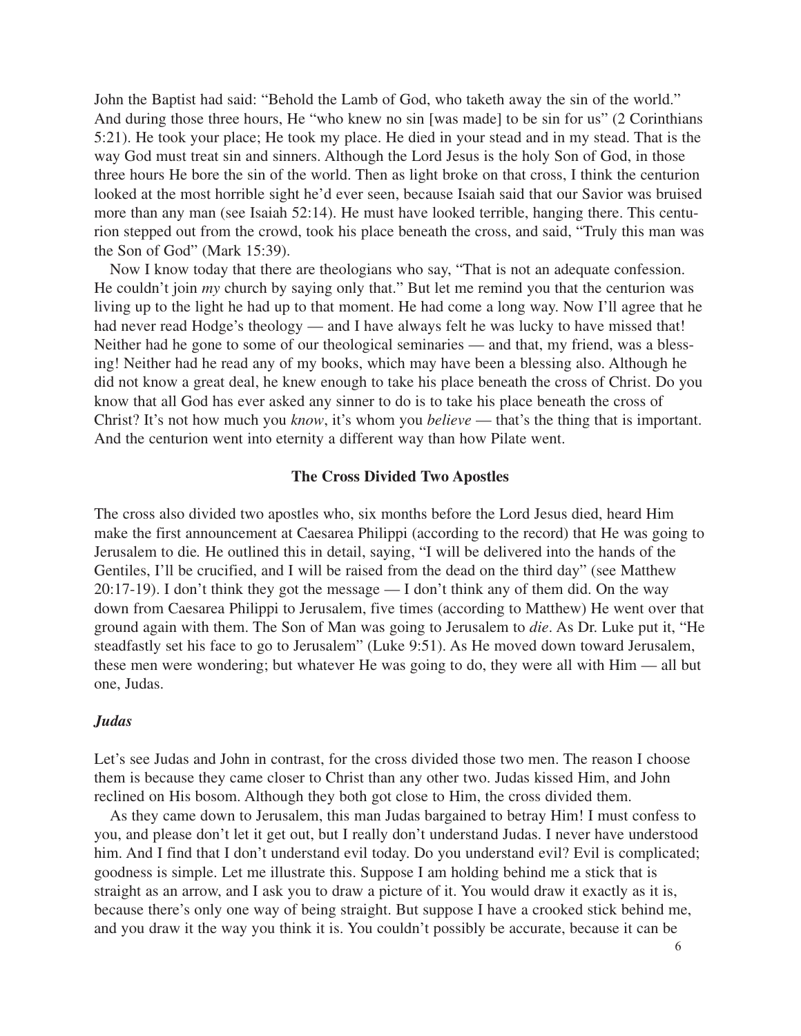John the Baptist had said: "Behold the Lamb of God, who taketh away the sin of the world." And during those three hours, He "who knew no sin [was made] to be sin for us" (2 Corinthians 5:21). He took your place; He took my place. He died in your stead and in my stead. That is the way God must treat sin and sinners. Although the Lord Jesus is the holy Son of God, in those three hours He bore the sin of the world. Then as light broke on that cross, I think the centurion looked at the most horrible sight he'd ever seen, because Isaiah said that our Savior was bruised more than any man (see Isaiah 52:14). He must have looked terrible, hanging there. This centurion stepped out from the crowd, took his place beneath the cross, and said, "Truly this man was the Son of God" (Mark 15:39).

Now I know today that there are theologians who say, "That is not an adequate confession. He couldn't join *my* church by saying only that." But let me remind you that the centurion was living up to the light he had up to that moment. He had come a long way. Now I'll agree that he had never read Hodge's theology — and I have always felt he was lucky to have missed that! Neither had he gone to some of our theological seminaries — and that, my friend, was a blessing! Neither had he read any of my books, which may have been a blessing also. Although he did not know a great deal, he knew enough to take his place beneath the cross of Christ. Do you know that all God has ever asked any sinner to do is to take his place beneath the cross of Christ? It's not how much you *know*, it's whom you *believe* — that's the thing that is important. And the centurion went into eternity a different way than how Pilate went.

## The Cross Divided Two Apostles

The cross also divided two apostles who, six months before the Lord Jesus died, heard Him make the first announcement at Caesarea Philippi (according to the record) that He was going to Jerusalem to die. He outlined this in detail, saying, "I will be delivered into the hands of the Gentiles, I'll be crucified, and I will be raised from the dead on the third day" (see Matthew 20:17-19). I don't think they got the message — I don't think any of them did. On the way down from Caesarea Philippi to Jerusalem, five times (according to Matthew) He went over that ground again with them. The Son of Man was going to Jerusalem to *die*. As Dr. Luke put it, "He steadfastly set his face to go to Jerusalem" (Luke 9:51). As He moved down toward Jerusalem, these men were wondering; but whatever He was going to do, they were all with Him — all but one, Judas.

### *Judas*

Let's see Judas and John in contrast, for the cross divided those two men. The reason I choose them is because they came closer to Christ than any other two. Judas kissed Him, and John reclined on His bosom. Although they both got close to Him, the cross divided them.

As they came down to Jerusalem, this man Judas bargained to betray Him! I must confess to you, and please don't let it get out, but I really don't understand Judas. I never have understood him. And I find that I don't understand evil today. Do you understand evil? Evil is complicated; goodness is simple. Let me illustrate this. Suppose I am holding behind me a stick that is straight as an arrow, and I ask you to draw a picture of it. You would draw it exactly as it is, because there's only one way of being straight. But suppose I have a crooked stick behind me, and you draw it the way you think it is. You couldn't possibly be accurate, because it can be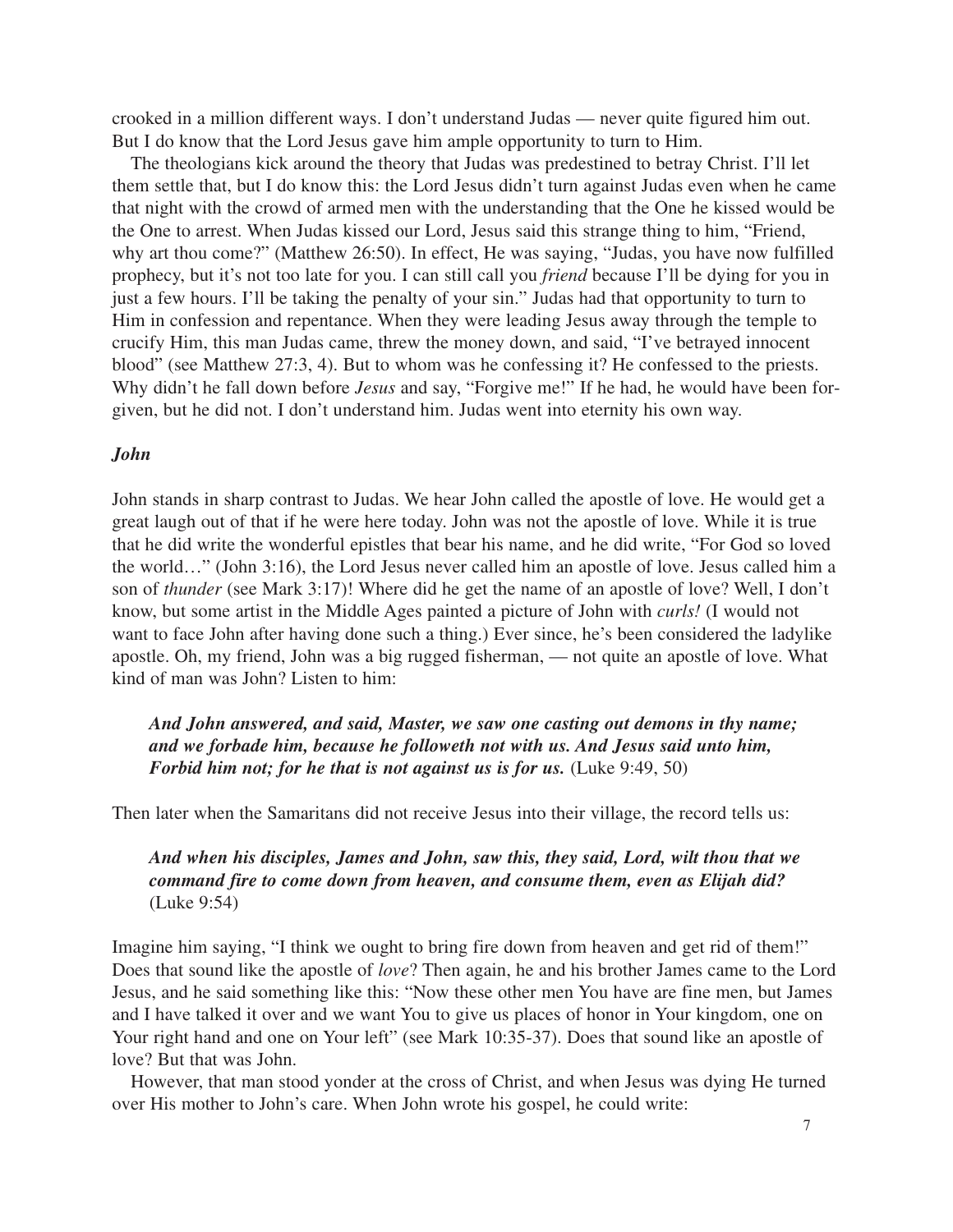crooked in a million different ways. I don't understand Judas — never quite figured him out. But I do know that the Lord Jesus gave him ample opportunity to turn to Him.

The theologians kick around the theory that Judas was predestined to betray Christ. I'll let them settle that, but I do know this: the Lord Jesus didn't turn against Judas even when he came that night with the crowd of armed men with the understanding that the One he kissed would be the One to arrest. When Judas kissed our Lord, Jesus said this strange thing to him, "Friend, why art thou come?" (Matthew 26:50). In effect, He was saying, "Judas, you have now fulfilled prophecy, but it's not too late for you. I can still call you *friend* because I'll be dying for you in just a few hours. I'll be taking the penalty of your sin." Judas had that opportunity to turn to Him in confession and repentance. When they were leading Jesus away through the temple to crucify Him, this man Judas came, threw the money down, and said, "I've betrayed innocent blood" (see Matthew 27:3, 4). But to whom was he confessing it? He confessed to the priests. Why didn't he fall down before *Jesus* and say, "Forgive me!" If he had, he would have been forgiven, but he did not. I don't understand him. Judas went into eternity his own way.

### *John*

John stands in sharp contrast to Judas. We hear John called the apostle of love. He would get a great laugh out of that if he were here today. John was not the apostle of love. While it is true that he did write the wonderful epistles that bear his name, and he did write, "For God so loved the world…" (John 3:16), the Lord Jesus never called him an apostle of love. Jesus called him a son of *thunder* (see Mark 3:17)! Where did he get the name of an apostle of love? Well, I don't know, but some artist in the Middle Ages painted a picture of John with *curls!* (I would not want to face John after having done such a thing.) Ever since, he's been considered the ladylike apostle. Oh, my friend, John was a big rugged fisherman, — not quite an apostle of love. What kind of man was John? Listen to him:

> ***And John answered, and said, Master, we saw one casting out demons in thy name; and we forbade him, because he followeth not with us. And Jesus said unto him, Forbid him not; for he that is not against us is for us.*** (Luke 9:49, 50)

Then later when the Samaritans did not receive Jesus into their village, the record tells us:

> ***And when his disciples, James and John, saw this, they said, Lord, wilt thou that we command fire to come down from heaven, and consume them, even as Elijah did?*** (Luke 9:54)

Imagine him saying, "I think we ought to bring fire down from heaven and get rid of them!" Does that sound like the apostle of *love*? Then again, he and his brother James came to the Lord Jesus, and he said something like this: "Now these other men You have are fine men, but James and I have talked it over and we want You to give us places of honor in Your kingdom, one on Your right hand and one on Your left" (see Mark 10:35-37). Does that sound like an apostle of love? But that was John.

However, that man stood yonder at the cross of Christ, and when Jesus was dying He turned over His mother to John's care. When John wrote his gospel, he could write: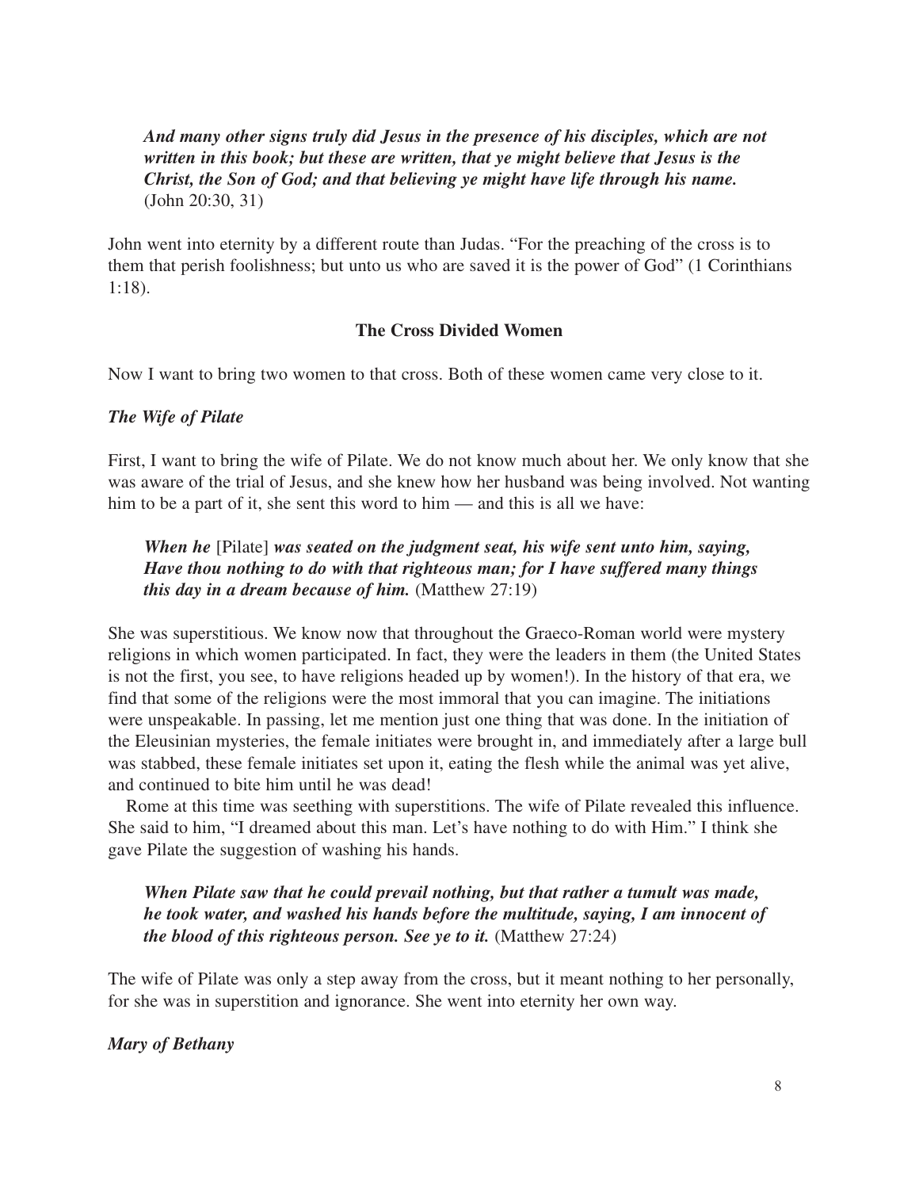> ***And many other signs truly did Jesus in the presence of his disciples, which are not written in this book; but these are written, that ye might believe that Jesus is the Christ, the Son of God; and that believing ye might have life through his name.*** (John 20:30, 31)

John went into eternity by a different route than Judas. "For the preaching of the cross is to them that perish foolishness; but unto us who are saved it is the power of God" (1 Corinthians 1:18).

### The Cross Divided Women

Now I want to bring two women to that cross. Both of these women came very close to it.

#### *The Wife of Pilate*

First, I want to bring the wife of Pilate. We do not know much about her. We only know that she was aware of the trial of Jesus, and she knew how her husband was being involved. Not wanting him to be a part of it, she sent this word to him — and this is all we have:

> ***When he*** [Pilate] ***was seated on the judgment seat, his wife sent unto him, saying, Have thou nothing to do with that righteous man; for I have suffered many things this day in a dream because of him.*** (Matthew 27:19)

She was superstitious. We know now that throughout the Graeco-Roman world were mystery religions in which women participated. In fact, they were the leaders in them (the United States is not the first, you see, to have religions headed up by women!). In the history of that era, we find that some of the religions were the most immoral that you can imagine. The initiations were unspeakable. In passing, let me mention just one thing that was done. In the initiation of the Eleusinian mysteries, the female initiates were brought in, and immediately after a large bull was stabbed, these female initiates set upon it, eating the flesh while the animal was yet alive, and continued to bite him until he was dead!

Rome at this time was seething with superstitions. The wife of Pilate revealed this influence. She said to him, "I dreamed about this man. Let's have nothing to do with Him." I think she gave Pilate the suggestion of washing his hands.

> ***When Pilate saw that he could prevail nothing, but that rather a tumult was made, he took water, and washed his hands before the multitude, saying, I am innocent of the blood of this righteous person. See ye to it.*** (Matthew 27:24)

The wife of Pilate was only a step away from the cross, but it meant nothing to her personally, for she was in superstition and ignorance. She went into eternity her own way.

#### *Mary of Bethany*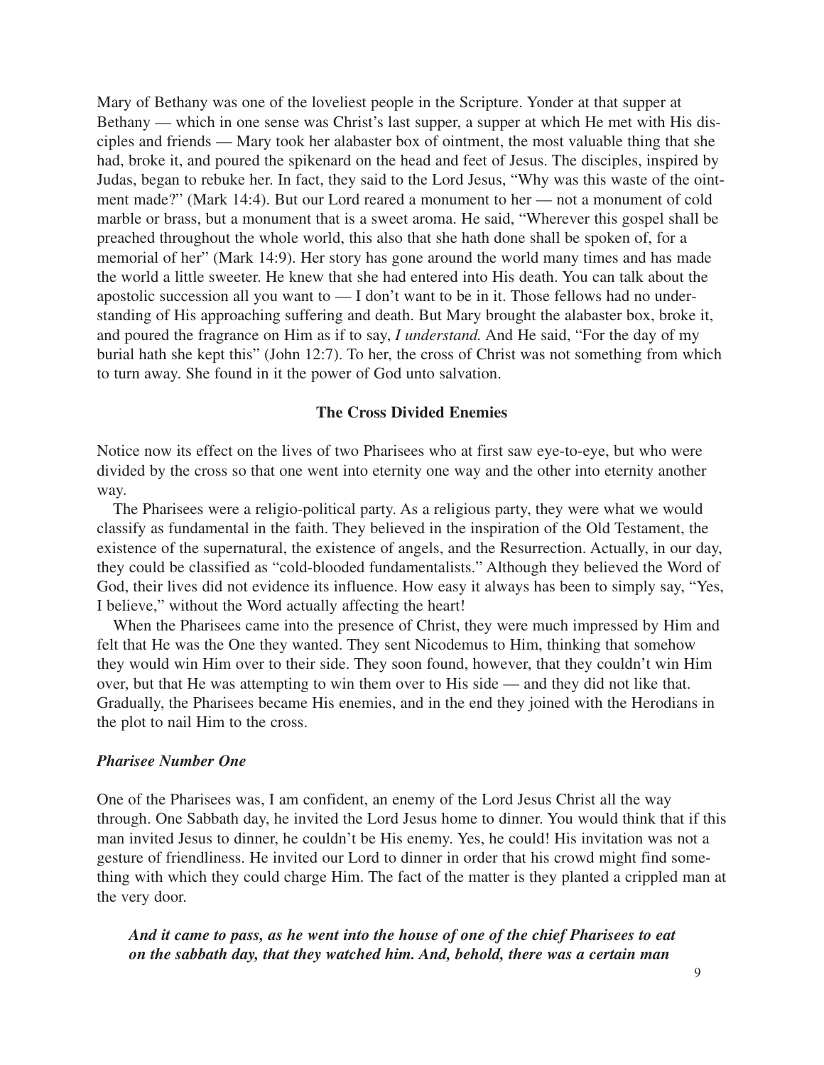Mary of Bethany was one of the loveliest people in the Scripture. Yonder at that supper at Bethany — which in one sense was Christ's last supper, a supper at which He met with His disciples and friends — Mary took her alabaster box of ointment, the most valuable thing that she had, broke it, and poured the spikenard on the head and feet of Jesus. The disciples, inspired by Judas, began to rebuke her. In fact, they said to the Lord Jesus, "Why was this waste of the ointment made?" (Mark 14:4). But our Lord reared a monument to her — not a monument of cold marble or brass, but a monument that is a sweet aroma. He said, "Wherever this gospel shall be preached throughout the whole world, this also that she hath done shall be spoken of, for a memorial of her" (Mark 14:9). Her story has gone around the world many times and has made the world a little sweeter. He knew that she had entered into His death. You can talk about the apostolic succession all you want to — I don't want to be in it. Those fellows had no understanding of His approaching suffering and death. But Mary brought the alabaster box, broke it, and poured the fragrance on Him as if to say, *I understand.* And He said, "For the day of my burial hath she kept this" (John 12:7). To her, the cross of Christ was not something from which to turn away. She found in it the power of God unto salvation.

## The Cross Divided Enemies

Notice now its effect on the lives of two Pharisees who at first saw eye-to-eye, but who were divided by the cross so that one went into eternity one way and the other into eternity another way.

The Pharisees were a religio-political party. As a religious party, they were what we would classify as fundamental in the faith. They believed in the inspiration of the Old Testament, the existence of the supernatural, the existence of angels, and the Resurrection. Actually, in our day, they could be classified as "cold-blooded fundamentalists." Although they believed the Word of God, their lives did not evidence its influence. How easy it always has been to simply say, "Yes, I believe," without the Word actually affecting the heart!

When the Pharisees came into the presence of Christ, they were much impressed by Him and felt that He was the One they wanted. They sent Nicodemus to Him, thinking that somehow they would win Him over to their side. They soon found, however, that they couldn't win Him over, but that He was attempting to win them over to His side — and they did not like that. Gradually, the Pharisees became His enemies, and in the end they joined with the Herodians in the plot to nail Him to the cross.

### *Pharisee Number One*

One of the Pharisees was, I am confident, an enemy of the Lord Jesus Christ all the way through. One Sabbath day, he invited the Lord Jesus home to dinner. You would think that if this man invited Jesus to dinner, he couldn't be His enemy. Yes, he could! His invitation was not a gesture of friendliness. He invited our Lord to dinner in order that his crowd might find something with which they could charge Him. The fact of the matter is they planted a crippled man at the very door.

> ***And it came to pass, as he went into the house of one of the chief Pharisees to eat on the sabbath day, that they watched him. And, behold, there was a certain man***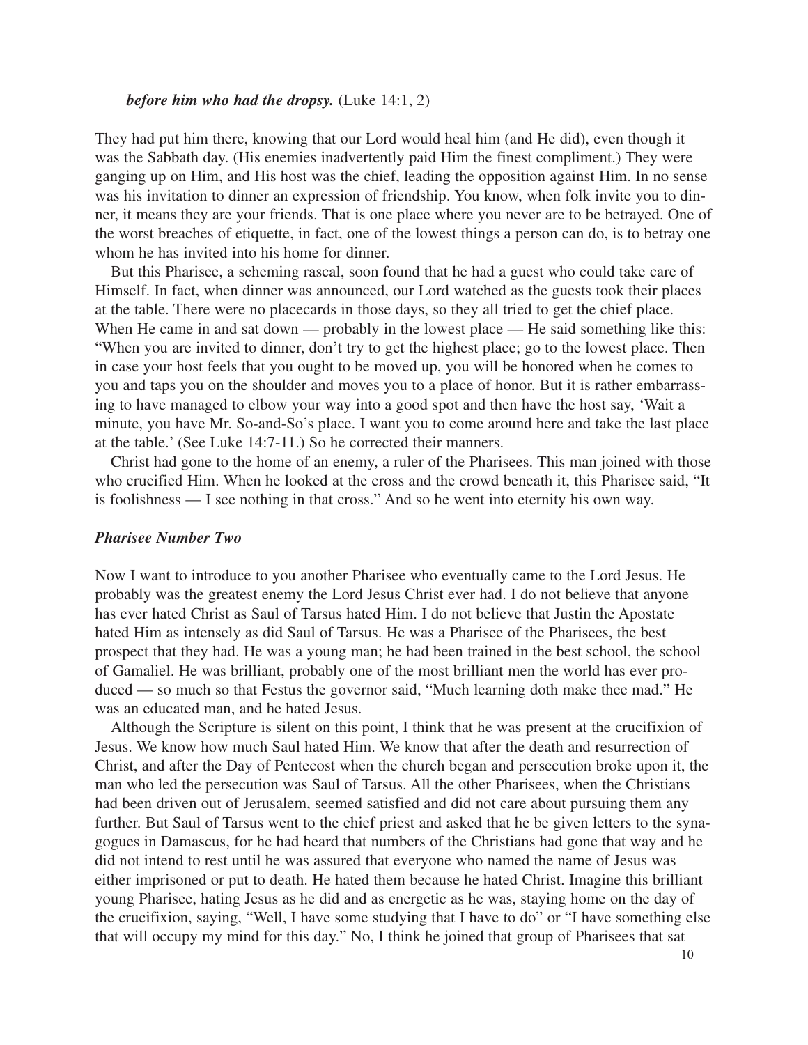*before him who had the dropsy.* (Luke 14:1, 2)

They had put him there, knowing that our Lord would heal him (and He did), even though it was the Sabbath day. (His enemies inadvertently paid Him the finest compliment.) They were ganging up on Him, and His host was the chief, leading the opposition against Him. In no sense was his invitation to dinner an expression of friendship. You know, when folk invite you to dinner, it means they are your friends. That is one place where you never are to be betrayed. One of the worst breaches of etiquette, in fact, one of the lowest things a person can do, is to betray one whom he has invited into his home for dinner.

But this Pharisee, a scheming rascal, soon found that he had a guest who could take care of Himself. In fact, when dinner was announced, our Lord watched as the guests took their places at the table. There were no placecards in those days, so they all tried to get the chief place. When He came in and sat down — probably in the lowest place — He said something like this: "When you are invited to dinner, don't try to get the highest place; go to the lowest place. Then in case your host feels that you ought to be moved up, you will be honored when he comes to you and taps you on the shoulder and moves you to a place of honor. But it is rather embarrassing to have managed to elbow your way into a good spot and then have the host say, 'Wait a minute, you have Mr. So-and-So's place. I want you to come around here and take the last place at the table.' (See Luke 14:7-11.) So he corrected their manners.

Christ had gone to the home of an enemy, a ruler of the Pharisees. This man joined with those who crucified Him. When he looked at the cross and the crowd beneath it, this Pharisee said, "It is foolishness — I see nothing in that cross." And so he went into eternity his own way.

### *Pharisee Number Two*

Now I want to introduce to you another Pharisee who eventually came to the Lord Jesus. He probably was the greatest enemy the Lord Jesus Christ ever had. I do not believe that anyone has ever hated Christ as Saul of Tarsus hated Him. I do not believe that Justin the Apostate hated Him as intensely as did Saul of Tarsus. He was a Pharisee of the Pharisees, the best prospect that they had. He was a young man; he had been trained in the best school, the school of Gamaliel. He was brilliant, probably one of the most brilliant men the world has ever produced — so much so that Festus the governor said, "Much learning doth make thee mad." He was an educated man, and he hated Jesus.

Although the Scripture is silent on this point, I think that he was present at the crucifixion of Jesus. We know how much Saul hated Him. We know that after the death and resurrection of Christ, and after the Day of Pentecost when the church began and persecution broke upon it, the man who led the persecution was Saul of Tarsus. All the other Pharisees, when the Christians had been driven out of Jerusalem, seemed satisfied and did not care about pursuing them any further. But Saul of Tarsus went to the chief priest and asked that he be given letters to the synagogues in Damascus, for he had heard that numbers of the Christians had gone that way and he did not intend to rest until he was assured that everyone who named the name of Jesus was either imprisoned or put to death. He hated them because he hated Christ. Imagine this brilliant young Pharisee, hating Jesus as he did and as energetic as he was, staying home on the day of the crucifixion, saying, "Well, I have some studying that I have to do" or "I have something else that will occupy my mind for this day." No, I think he joined that group of Pharisees that sat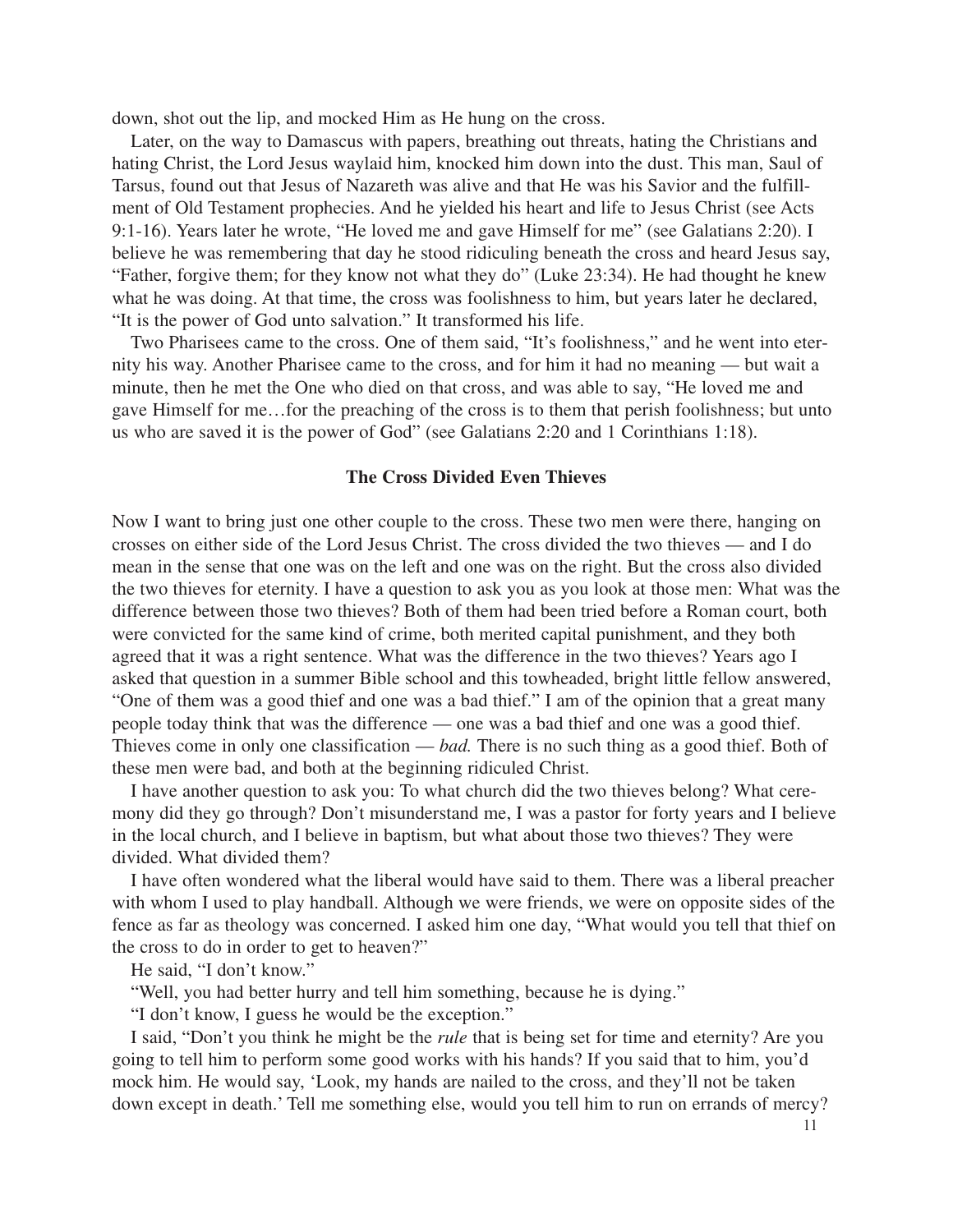down, shot out the lip, and mocked Him as He hung on the cross.

Later, on the way to Damascus with papers, breathing out threats, hating the Christians and hating Christ, the Lord Jesus waylaid him, knocked him down into the dust. This man, Saul of Tarsus, found out that Jesus of Nazareth was alive and that He was his Savior and the fulfillment of Old Testament prophecies. And he yielded his heart and life to Jesus Christ (see Acts 9:1-16). Years later he wrote, "He loved me and gave Himself for me" (see Galatians 2:20). I believe he was remembering that day he stood ridiculing beneath the cross and heard Jesus say, "Father, forgive them; for they know not what they do" (Luke 23:34). He had thought he knew what he was doing. At that time, the cross was foolishness to him, but years later he declared, "It is the power of God unto salvation." It transformed his life.

Two Pharisees came to the cross. One of them said, "It's foolishness," and he went into eternity his way. Another Pharisee came to the cross, and for him it had no meaning — but wait a minute, then he met the One who died on that cross, and was able to say, "He loved me and gave Himself for me…for the preaching of the cross is to them that perish foolishness; but unto us who are saved it is the power of God" (see Galatians 2:20 and 1 Corinthians 1:18).

### The Cross Divided Even Thieves

Now I want to bring just one other couple to the cross. These two men were there, hanging on crosses on either side of the Lord Jesus Christ. The cross divided the two thieves — and I do mean in the sense that one was on the left and one was on the right. But the cross also divided the two thieves for eternity. I have a question to ask you as you look at those men: What was the difference between those two thieves? Both of them had been tried before a Roman court, both were convicted for the same kind of crime, both merited capital punishment, and they both agreed that it was a right sentence. What was the difference in the two thieves? Years ago I asked that question in a summer Bible school and this towheaded, bright little fellow answered, "One of them was a good thief and one was a bad thief." I am of the opinion that a great many people today think that was the difference — one was a bad thief and one was a good thief. Thieves come in only one classification — *bad.* There is no such thing as a good thief. Both of these men were bad, and both at the beginning ridiculed Christ.

I have another question to ask you: To what church did the two thieves belong? What ceremony did they go through? Don't misunderstand me, I was a pastor for forty years and I believe in the local church, and I believe in baptism, but what about those two thieves? They were divided. What divided them?

I have often wondered what the liberal would have said to them. There was a liberal preacher with whom I used to play handball. Although we were friends, we were on opposite sides of the fence as far as theology was concerned. I asked him one day, "What would you tell that thief on the cross to do in order to get to heaven?"

He said, "I don't know."

"Well, you had better hurry and tell him something, because he is dying."

"I don't know, I guess he would be the exception."

I said, "Don't you think he might be the *rule* that is being set for time and eternity? Are you going to tell him to perform some good works with his hands? If you said that to him, you'd mock him. He would say, 'Look, my hands are nailed to the cross, and they'll not be taken down except in death.' Tell me something else, would you tell him to run on errands of mercy?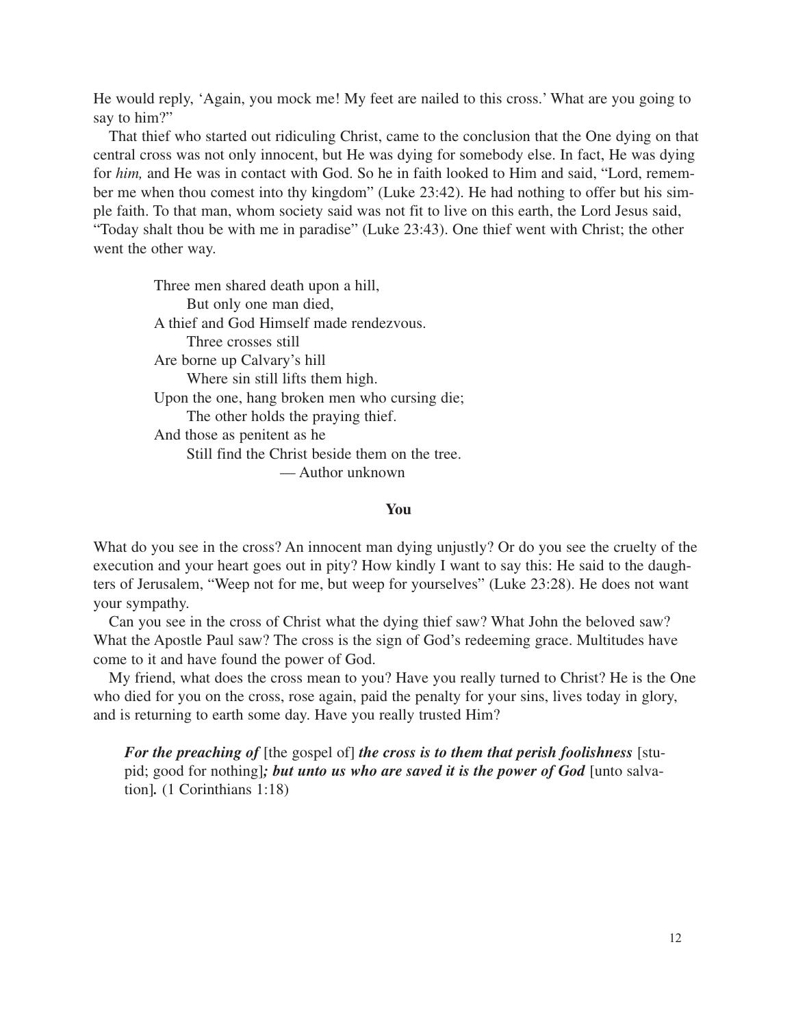He would reply, 'Again, you mock me! My feet are nailed to this cross.' What are you going to say to him?"

That thief who started out ridiculing Christ, came to the conclusion that the One dying on that central cross was not only innocent, but He was dying for somebody else. In fact, He was dying for *him,* and He was in contact with God. So he in faith looked to Him and said, "Lord, remember me when thou comest into thy kingdom" (Luke 23:42). He had nothing to offer but his simple faith. To that man, whom society said was not fit to live on this earth, the Lord Jesus said, "Today shalt thou be with me in paradise" (Luke 23:43). One thief went with Christ; the other went the other way.

> Three men shared death upon a hill,
> But only one man died,
> A thief and God Himself made rendezvous.
> Three crosses still
> Are borne up Calvary's hill
> Where sin still lifts them high.
> Upon the one, hang broken men who cursing die;
> The other holds the praying thief.
> And those as penitent as he
> Still find the Christ beside them on the tree.
> — Author unknown

## You

What do you see in the cross? An innocent man dying unjustly? Or do you see the cruelty of the execution and your heart goes out in pity? How kindly I want to say this: He said to the daughters of Jerusalem, "Weep not for me, but weep for yourselves" (Luke 23:28). He does not want your sympathy.

Can you see in the cross of Christ what the dying thief saw? What John the beloved saw? What the Apostle Paul saw? The cross is the sign of God's redeeming grace. Multitudes have come to it and have found the power of God.

My friend, what does the cross mean to you? Have you really turned to Christ? He is the One who died for you on the cross, rose again, paid the penalty for your sins, lives today in glory, and is returning to earth some day. Have you really trusted Him?

> ***For the preaching of*** [the gospel of] ***the cross is to them that perish foolishness*** [stupid; good for nothing]***; but unto us who are saved it is the power of God*** [unto salvation]***.*** (1 Corinthians 1:18)